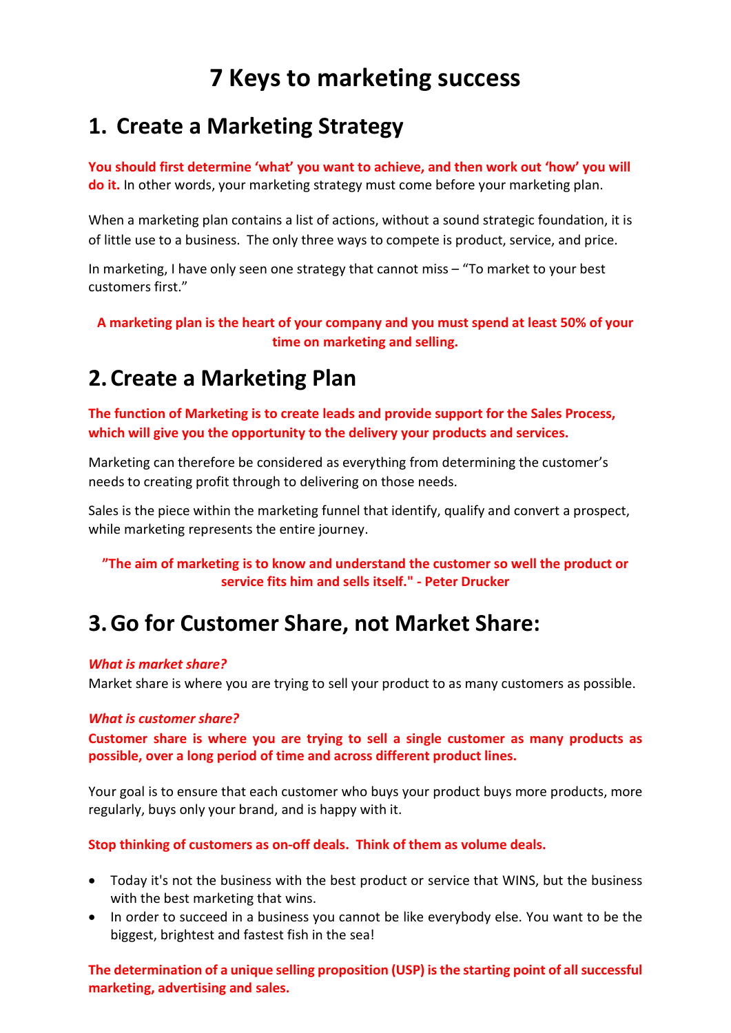# 7 Keys to marketing success

## 1. Create a Marketing Strategy

**You should first determine ‘what’ you want to achieve, and then work out ‘how’ you will do it.** In other words, your marketing strategy must come before your marketing plan.

When a marketing plan contains a list of actions, without a sound strategic foundation, it is of little use to a business. The only three ways to compete is product, service, and price.

In marketing, I have only seen one strategy that cannot miss – “To market to your best customers first.”

**A marketing plan is the heart of your company and you must spend at least 50% of your time on marketing and selling.**

## 2. Create a Marketing Plan

**The function of Marketing is to create leads and provide support for the Sales Process, which will give you the opportunity to the delivery your products and services.**

Marketing can therefore be considered as everything from determining the customer’s needs to creating profit through to delivering on those needs.

Sales is the piece within the marketing funnel that identify, qualify and convert a prospect, while marketing represents the entire journey.

**”The aim of marketing is to know and understand the customer so well the product or service fits him and sells itself." - Peter Drucker**

## 3. Go for Customer Share, not Market Share:

***What is market share?***
Market share is where you are trying to sell your product to as many customers as possible.

***What is customer share?***
**Customer share is where you are trying to sell a single customer as many products as possible, over a long period of time and across different product lines.**

Your goal is to ensure that each customer who buys your product buys more products, more regularly, buys only your brand, and is happy with it.

**Stop thinking of customers as on-off deals. Think of them as volume deals.**

- Today it's not the business with the best product or service that WINS, but the business with the best marketing that wins.
- In order to succeed in a business you cannot be like everybody else. You want to be the biggest, brightest and fastest fish in the sea!

**The determination of a unique selling proposition (USP) is the starting point of all successful marketing, advertising and sales.**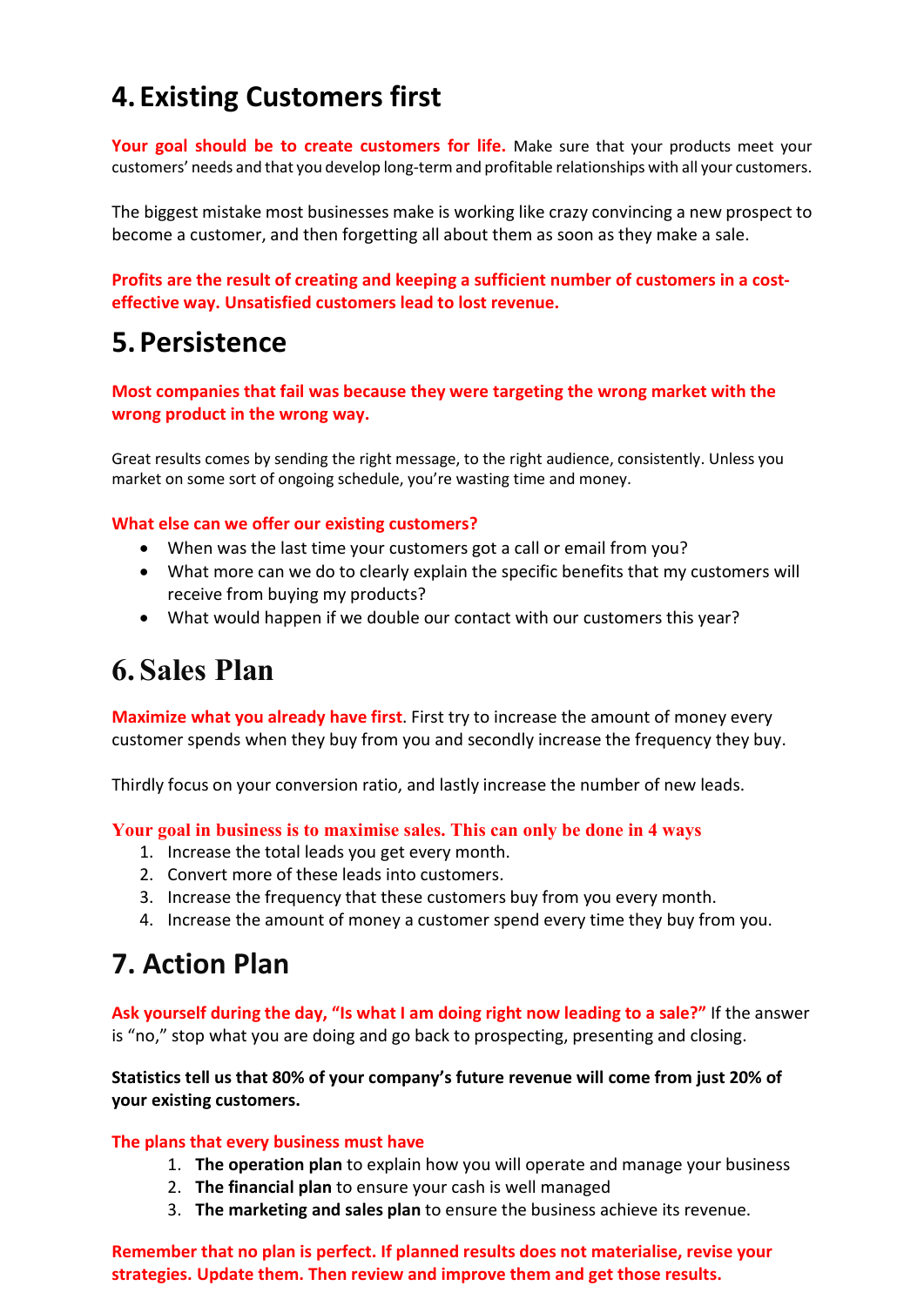# 4. Existing Customers first

**Your goal should be to create customers for life.** Make sure that your products meet your customers' needs and that you develop long-term and profitable relationships with all your customers.

The biggest mistake most businesses make is working like crazy convincing a new prospect to become a customer, and then forgetting all about them as soon as they make a sale.

**Profits are the result of creating and keeping a sufficient number of customers in a cost-effective way. Unsatisfied customers lead to lost revenue.**

# 5. Persistence

**Most companies that fail was because they were targeting the wrong market with the wrong product in the wrong way.**

Great results comes by sending the right message, to the right audience, consistently. Unless you market on some sort of ongoing schedule, you're wasting time and money.

**What else can we offer our existing customers?**

- When was the last time your customers got a call or email from you?
- What more can we do to clearly explain the specific benefits that my customers will receive from buying my products?
- What would happen if we double our contact with our customers this year?

# 6. Sales Plan

**Maximize what you already have first**. First try to increase the amount of money every customer spends when they buy from you and secondly increase the frequency they buy.

Thirdly focus on your conversion ratio, and lastly increase the number of new leads.

**Your goal in business is to maximise sales. This can only be done in 4 ways**

1. Increase the total leads you get every month.
2. Convert more of these leads into customers.
3. Increase the frequency that these customers buy from you every month.
4. Increase the amount of money a customer spend every time they buy from you.

# 7. Action Plan

**Ask yourself during the day, "Is what I am doing right now leading to a sale?"** If the answer is "no," stop what you are doing and go back to prospecting, presenting and closing.

**Statistics tell us that 80% of your company's future revenue will come from just 20% of your existing customers.**

**The plans that every business must have**

1. **The operation plan** to explain how you will operate and manage your business
2. **The financial plan** to ensure your cash is well managed
3. **The marketing and sales plan** to ensure the business achieve its revenue.

**Remember that no plan is perfect. If planned results does not materialise, revise your strategies. Update them. Then review and improve them and get those results.**